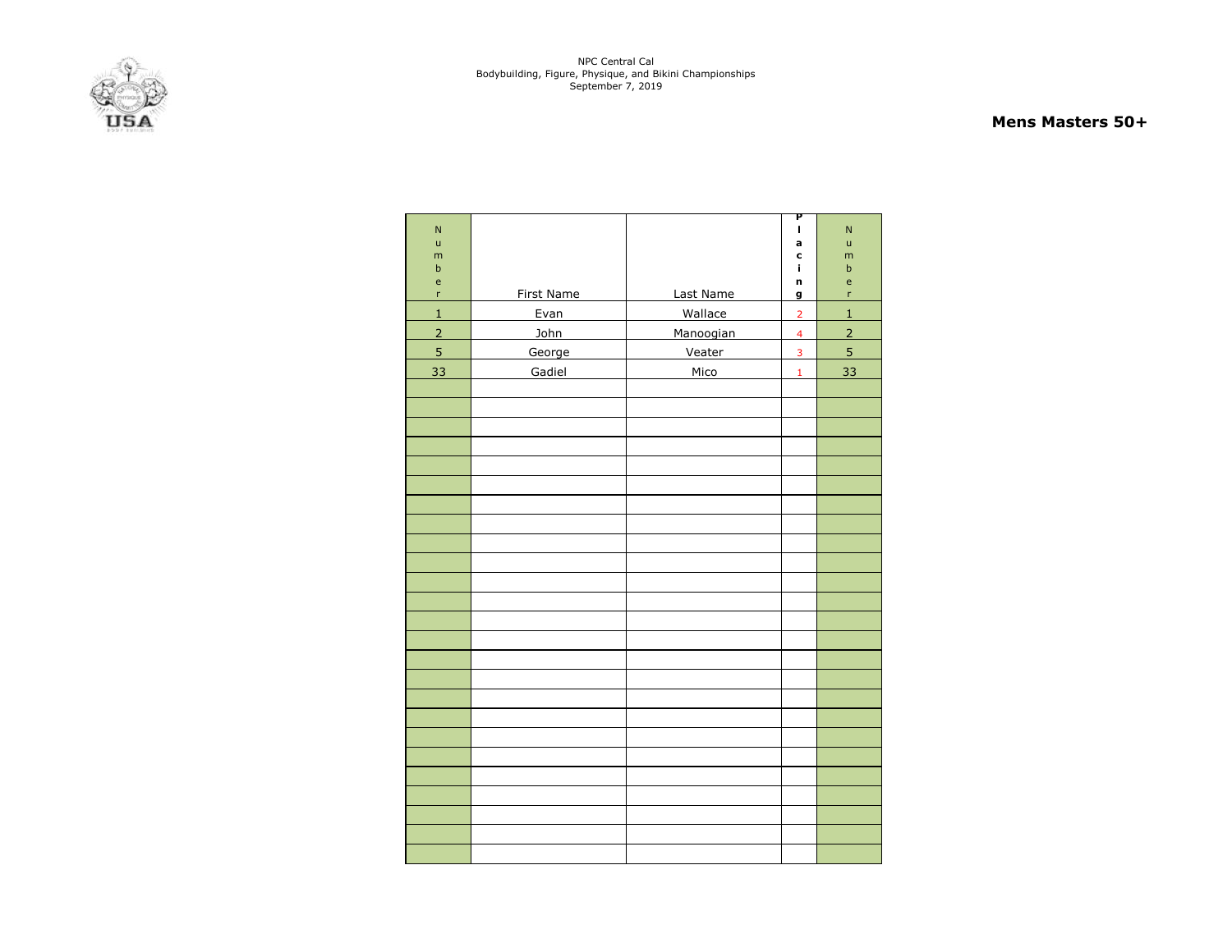NPC Central Cal
Bodybuilding, Figure, Physique, and Bikini Championships
September 7, 2019

## Mens Masters 50+

| Number | First Name | Last Name | Placing | Number |
|---|---|---|---|---|
| 1 | Evan | Wallace | 2 | 1 |
| 2 | John | Manoogian | 4 | 2 |
| 5 | George | Veater | 3 | 5 |
| 33 | Gadiel | Mico | 1 | 33 |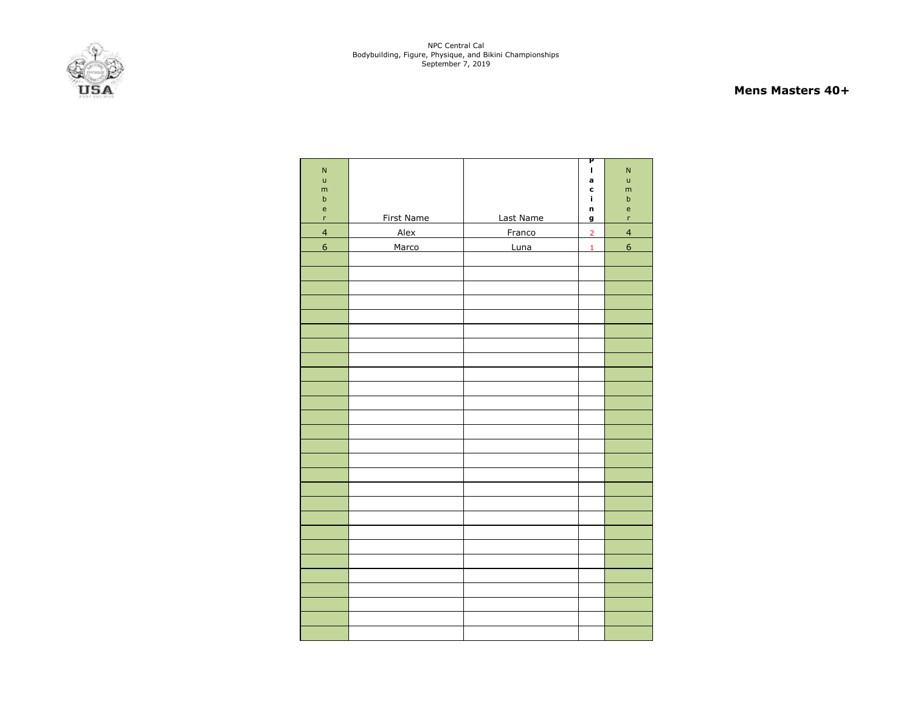NPC Central Cal
Bodybuilding, Figure, Physique, and Bikini Championships
September 7, 2019

## Mens Masters 40+

| Number | First Name | Last Name | Placing | Number |
|---|---|---|---|---|
| 4 | Alex | Franco | 2 | 4 |
| 6 | Marco | Luna | 1 | 6 |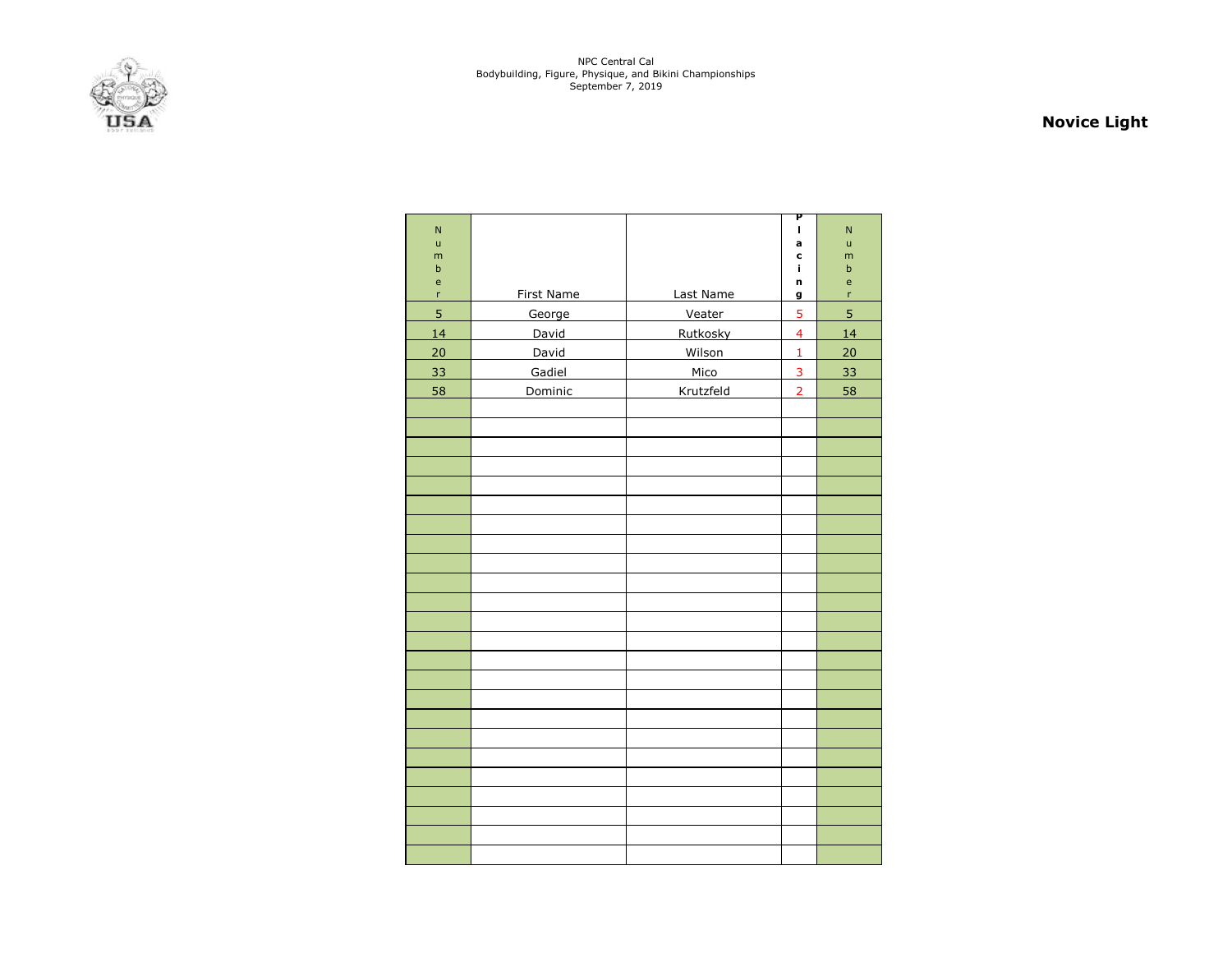NPC Central Cal
Bodybuilding, Figure, Physique, and Bikini Championships
September 7, 2019

**Novice Light**

| Number | First Name | Last Name | Placing | Number |
|---|---|---|---|---|
| 5 | George | Veater | 5 | 5 |
| 14 | David | Rutkosky | 4 | 14 |
| 20 | David | Wilson | 1 | 20 |
| 33 | Gadiel | Mico | 3 | 33 |
| 58 | Dominic | Krutzfeld | 2 | 58 |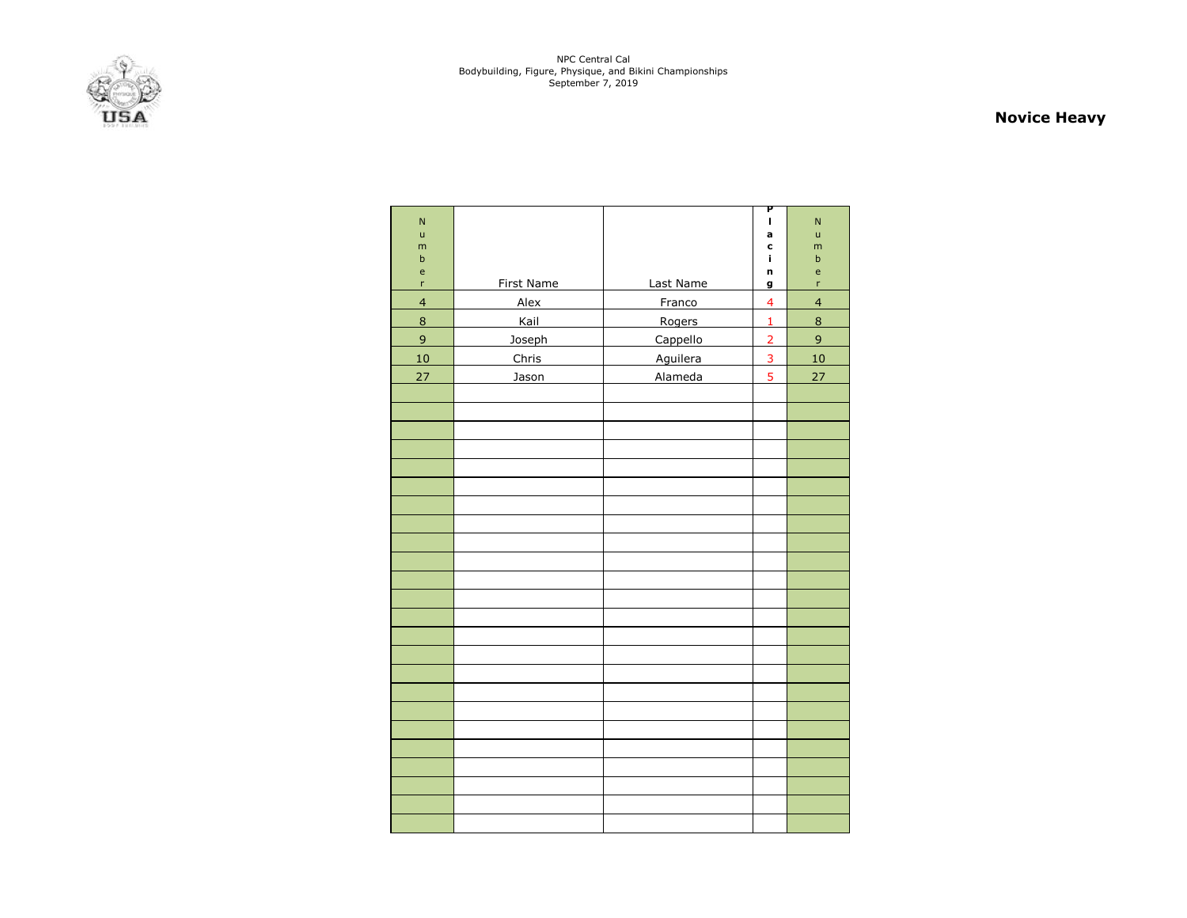NPC Central Cal
Bodybuilding, Figure, Physique, and Bikini Championships
September 7, 2019

## Novice Heavy

| Number | First Name | Last Name | Placing | Number |
|---|---|---|---|---|
| 4 | Alex | Franco | 4 | 4 |
| 8 | Kail | Rogers | 1 | 8 |
| 9 | Joseph | Cappello | 2 | 9 |
| 10 | Chris | Aguilera | 3 | 10 |
| 27 | Jason | Alameda | 5 | 27 |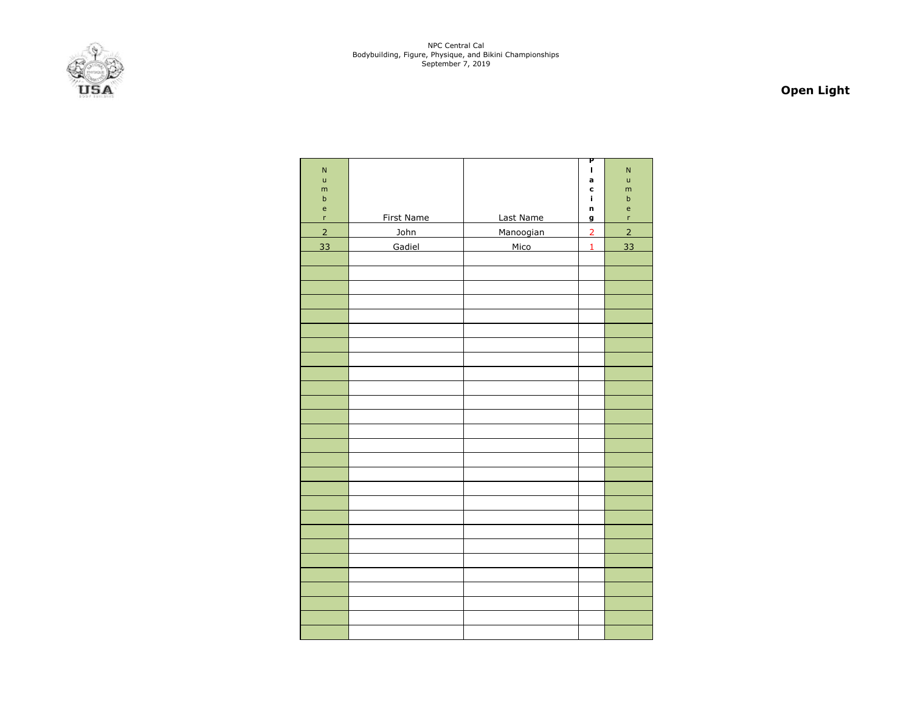NPC Central Cal
Bodybuilding, Figure, Physique, and Bikini Championships
September 7, 2019

## Open Light

| Number | First Name | Last Name | Placing | Number |
|---|---|---|---|---|
| 2 | John | Manoogian | 2 | 2 |
| 33 | Gadiel | Mico | 1 | 33 |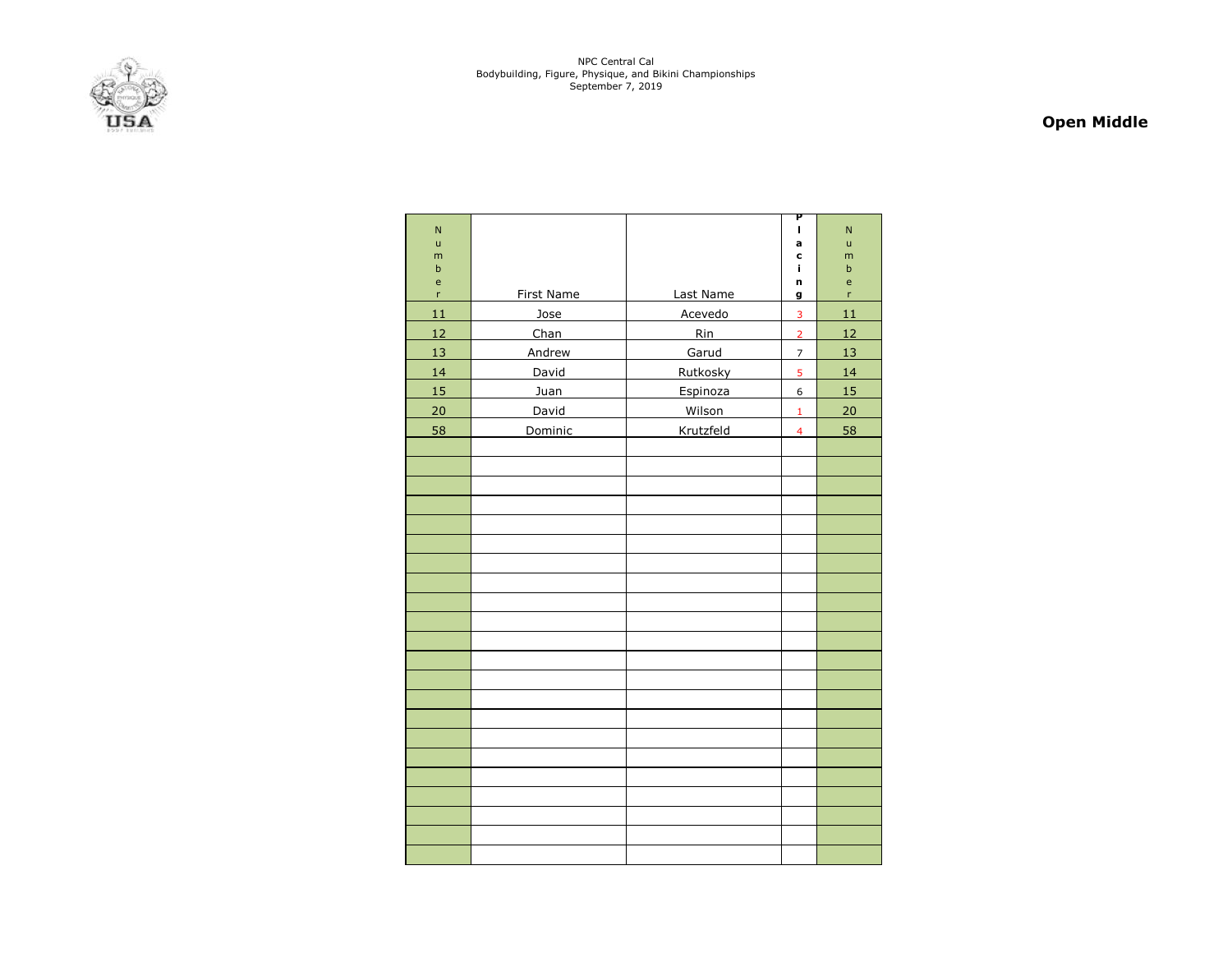NPC Central Cal
Bodybuilding, Figure, Physique, and Bikini Championships
September 7, 2019

## Open Middle

| Number | First Name | Last Name | Placing | Number |
|---|---|---|---|---|
| 11 | Jose | Acevedo | 3 | 11 |
| 12 | Chan | Rin | 2 | 12 |
| 13 | Andrew | Garud | 7 | 13 |
| 14 | David | Rutkosky | 5 | 14 |
| 15 | Juan | Espinoza | 6 | 15 |
| 20 | David | Wilson | 1 | 20 |
| 58 | Dominic | Krutzfeld | 4 | 58 |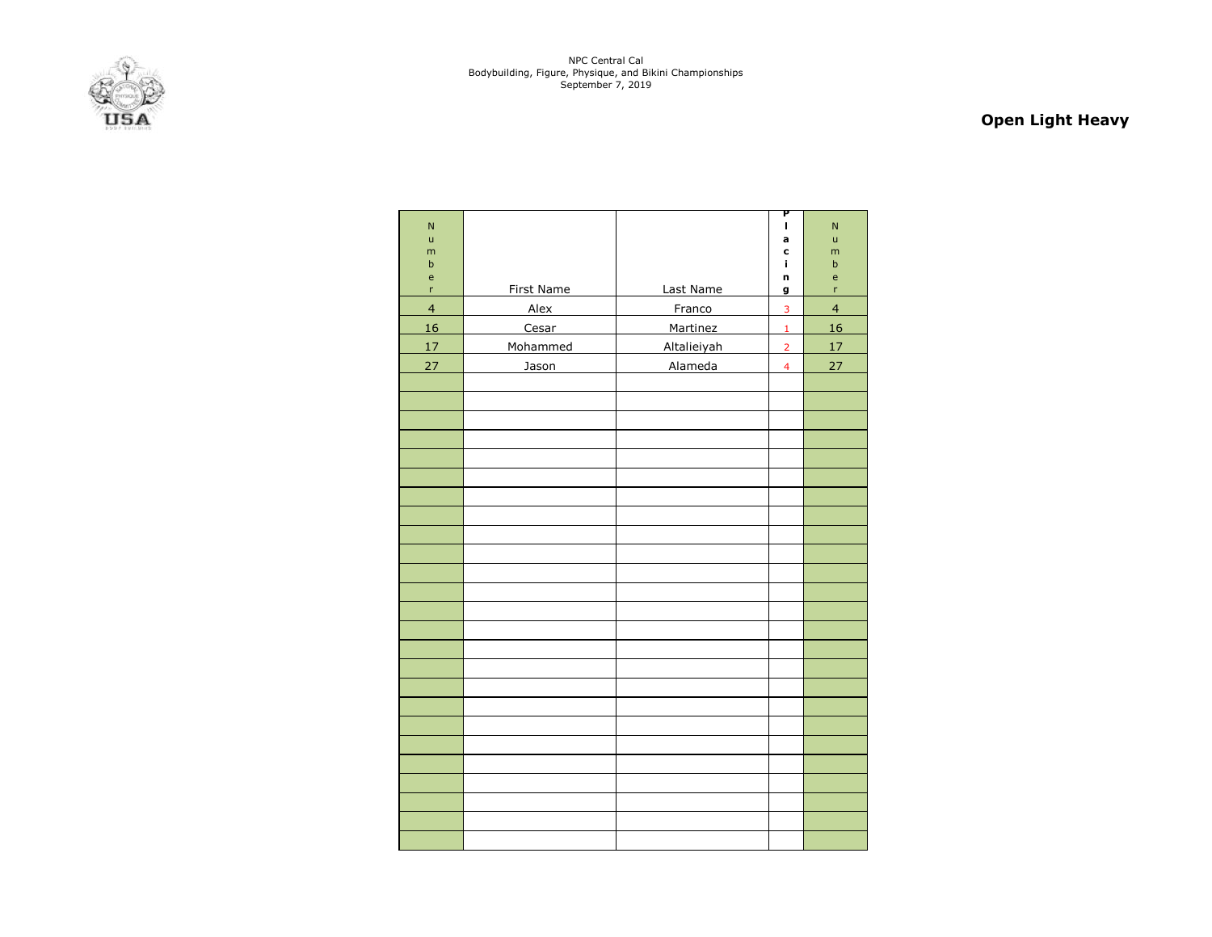NPC Central Cal
Bodybuilding, Figure, Physique, and Bikini Championships
September 7, 2019

## Open Light Heavy

| Number | First Name | Last Name | Placing | Number |
|---|---|---|---|---|
| 4 | Alex | Franco | 3 | 4 |
| 16 | Cesar | Martinez | 1 | 16 |
| 17 | Mohammed | Altalieiyah | 2 | 17 |
| 27 | Jason | Alameda | 4 | 27 |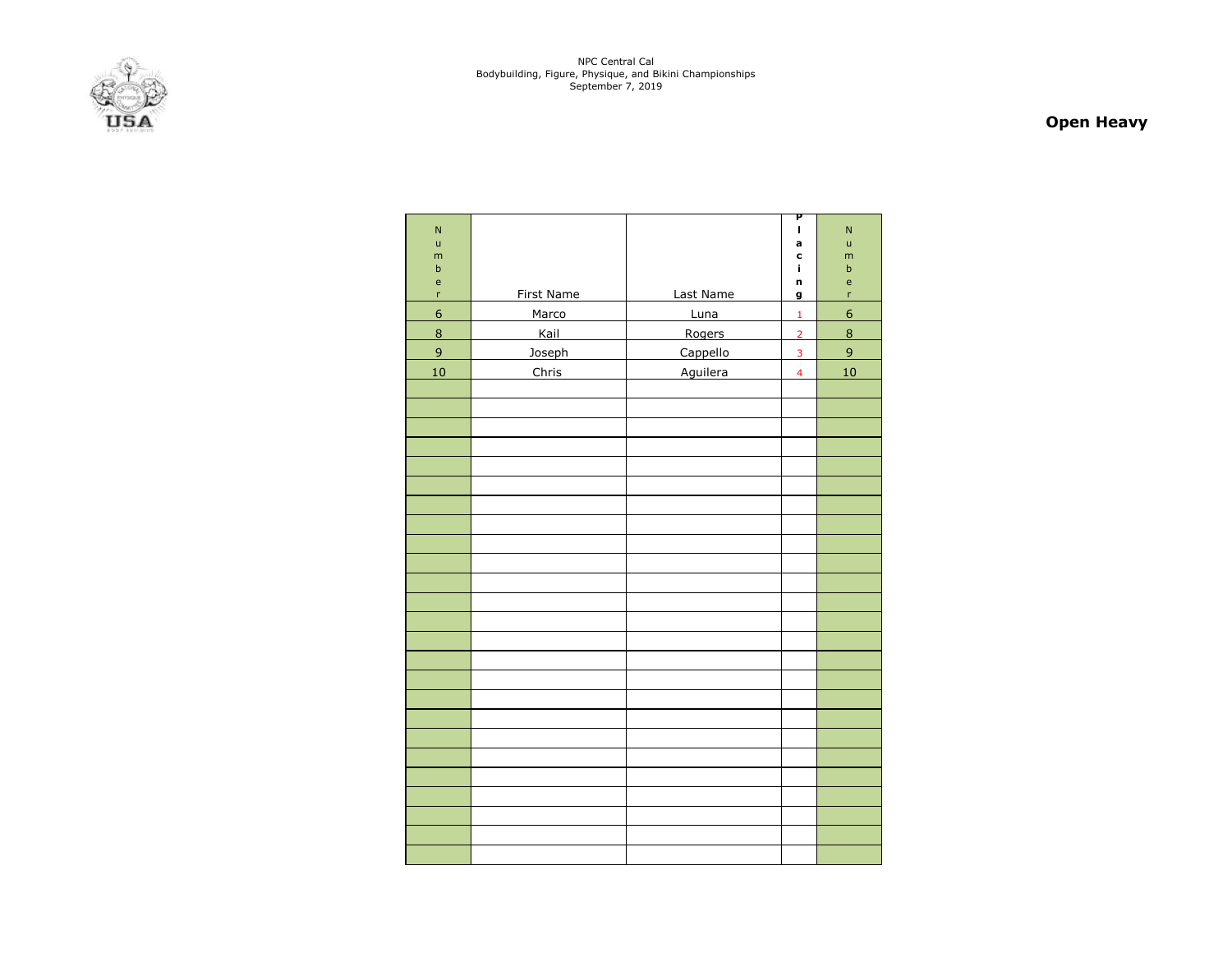NPC Central Cal
Bodybuilding, Figure, Physique, and Bikini Championships
September 7, 2019

**Open Heavy**

| Number | First Name | Last Name | Placing | Number |
|---|---|---|---|---|
| 6 | Marco | Luna | 1 | 6 |
| 8 | Kail | Rogers | 2 | 8 |
| 9 | Joseph | Cappello | 3 | 9 |
| 10 | Chris | Aguilera | 4 | 10 |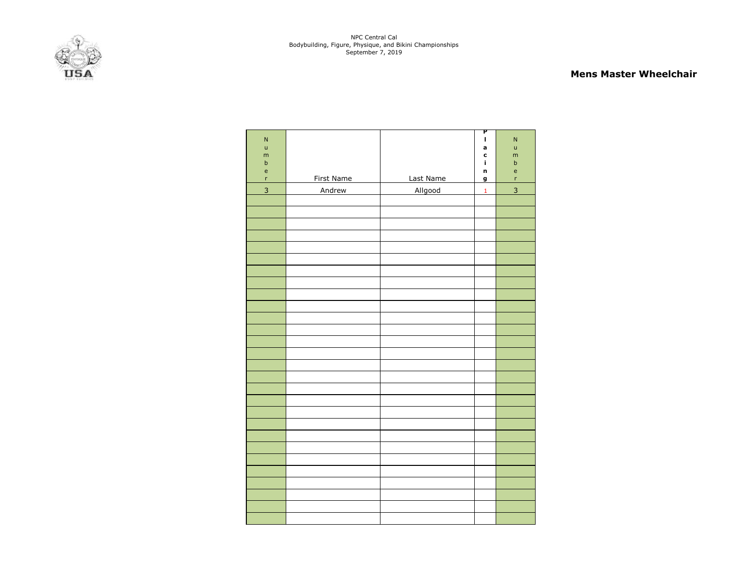NPC Central Cal
Bodybuilding, Figure, Physique, and Bikini Championships
September 7, 2019

## Mens Master Wheelchair

| Number | First Name | Last Name | Placing | Number |
|---|---|---|---|---|
| 3 | Andrew | Allgood | 1 | 3 |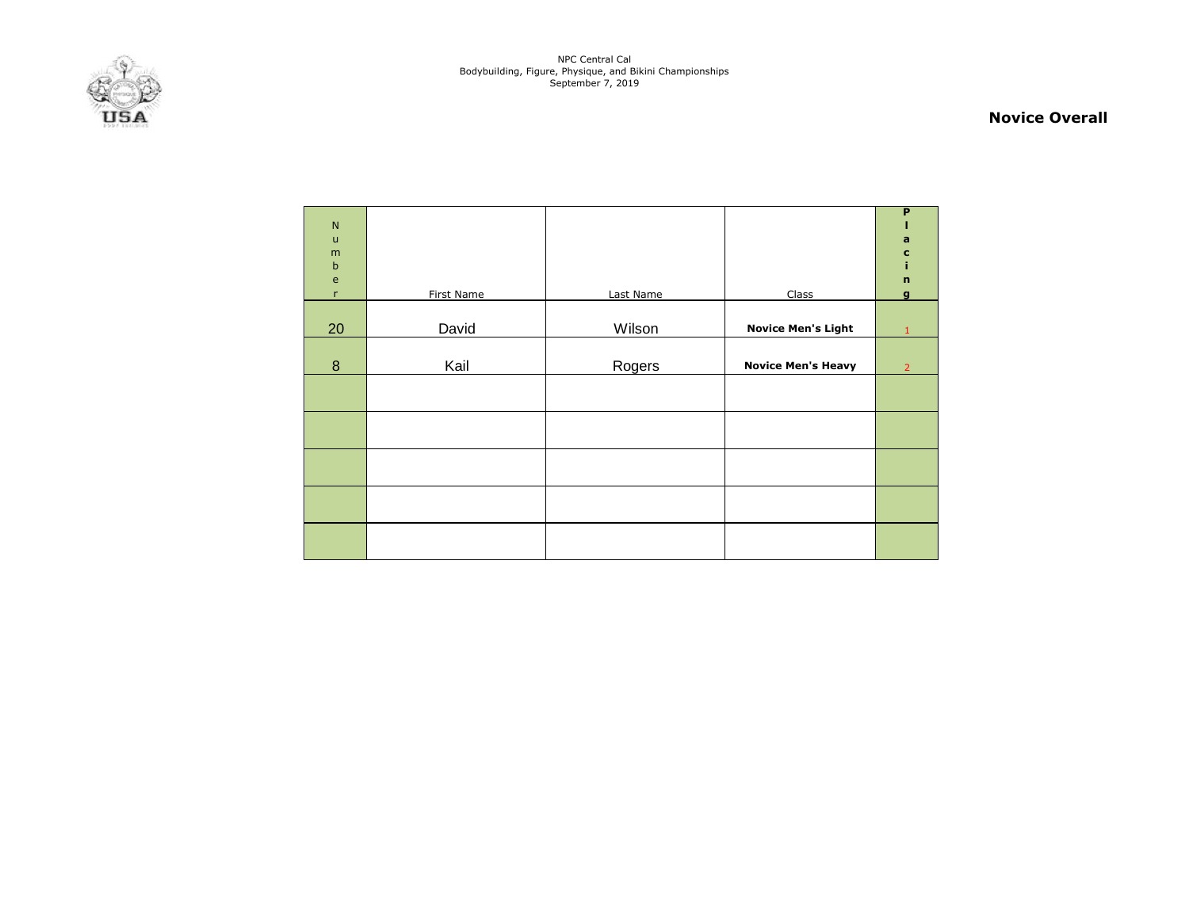NPC Central Cal
Bodybuilding, Figure, Physique, and Bikini Championships
September 7, 2019

## Novice Overall

| Number | First Name | Last Name | Class | Placing |
|---|---|---|---|---|
| 20 | David | Wilson | **Novice Men's Light** | 1 |
| 8 | Kail | Rogers | **Novice Men's Heavy** | 2 |
| | | | | |
| | | | | |
| | | | | |
| | | | | |
| | | | | |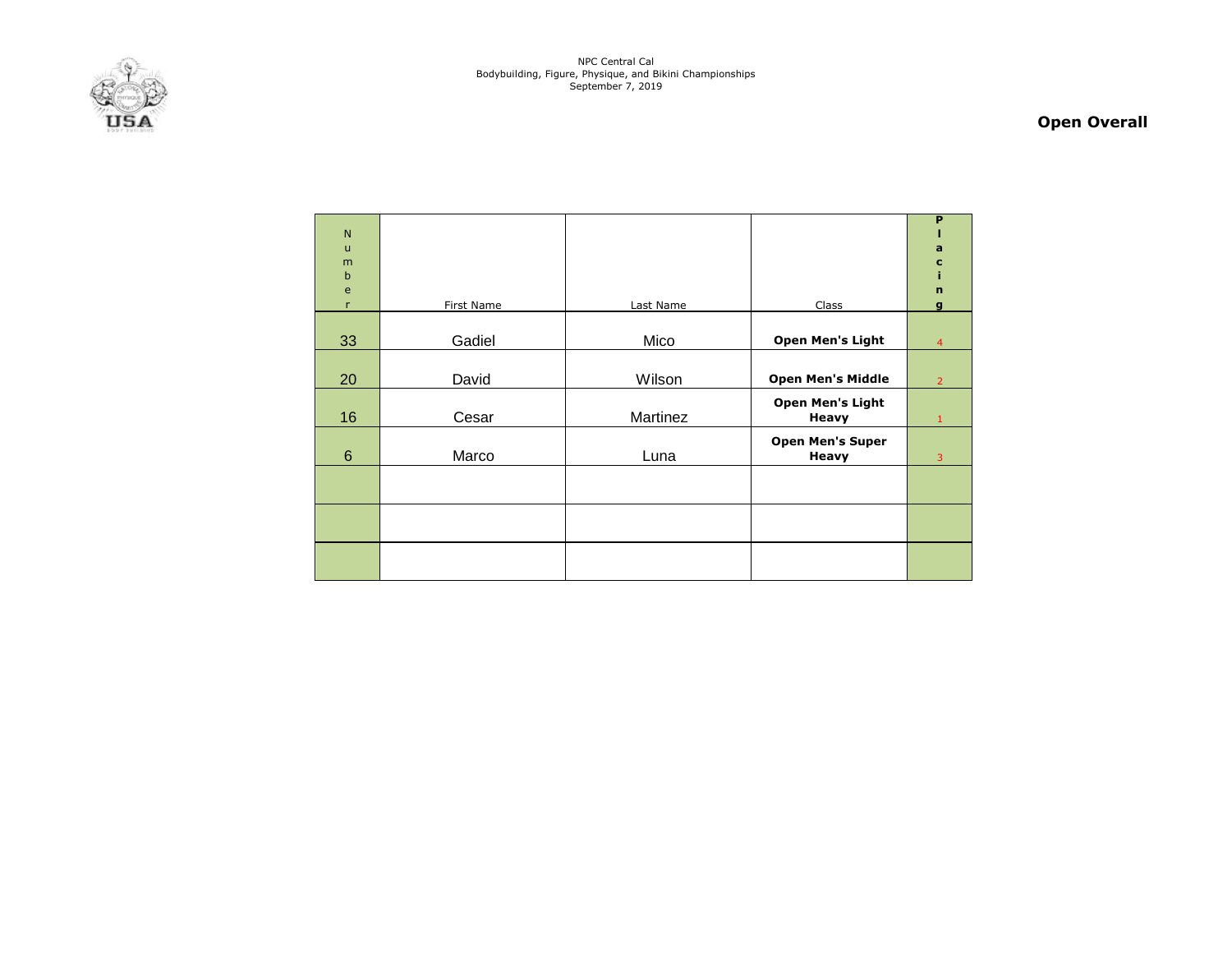NPC Central Cal
Bodybuilding, Figure, Physique, and Bikini Championships
September 7, 2019

**Open Overall**

| Number | First Name | Last Name | Class | Placing |
|---|---|---|---|---|
| 33 | Gadiel | Mico | **Open Men's Light** | 4 |
| 20 | David | Wilson | **Open Men's Middle** | 2 |
| 16 | Cesar | Martinez | **Open Men's Light Heavy** | 1 |
| 6 | Marco | Luna | **Open Men's Super Heavy** | 3 |
| | | | | |
| | | | | |
| | | | | |